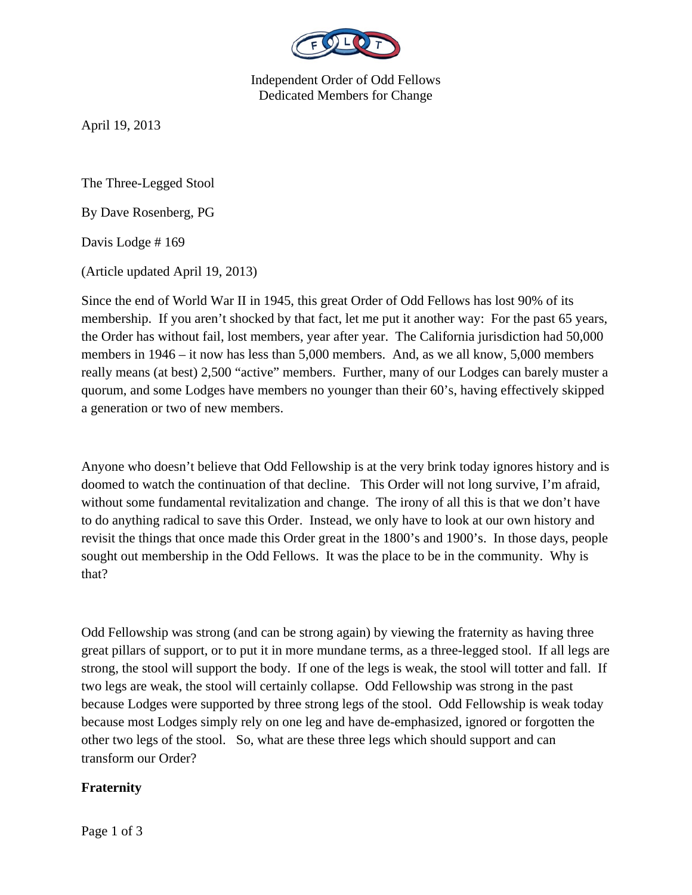Independent Order of Odd Fellows
Dedicated Members for Change

April 19, 2013

The Three-Legged Stool

By Dave Rosenberg, PG

Davis Lodge # 169

(Article updated April 19, 2013)

Since the end of World War II in 1945, this great Order of Odd Fellows has lost 90% of its membership. If you aren't shocked by that fact, let me put it another way: For the past 65 years, the Order has without fail, lost members, year after year. The California jurisdiction had 50,000 members in 1946 – it now has less than 5,000 members. And, as we all know, 5,000 members really means (at best) 2,500 "active" members. Further, many of our Lodges can barely muster a quorum, and some Lodges have members no younger than their 60's, having effectively skipped a generation or two of new members.

Anyone who doesn't believe that Odd Fellowship is at the very brink today ignores history and is doomed to watch the continuation of that decline. This Order will not long survive, I'm afraid, without some fundamental revitalization and change. The irony of all this is that we don't have to do anything radical to save this Order. Instead, we only have to look at our own history and revisit the things that once made this Order great in the 1800's and 1900's. In those days, people sought out membership in the Odd Fellows. It was the place to be in the community. Why is that?

Odd Fellowship was strong (and can be strong again) by viewing the fraternity as having three great pillars of support, or to put it in more mundane terms, as a three-legged stool. If all legs are strong, the stool will support the body. If one of the legs is weak, the stool will totter and fall. If two legs are weak, the stool will certainly collapse. Odd Fellowship was strong in the past because Lodges were supported by three strong legs of the stool. Odd Fellowship is weak today because most Lodges simply rely on one leg and have de-emphasized, ignored or forgotten the other two legs of the stool. So, what are these three legs which should support and can transform our Order?

**Fraternity**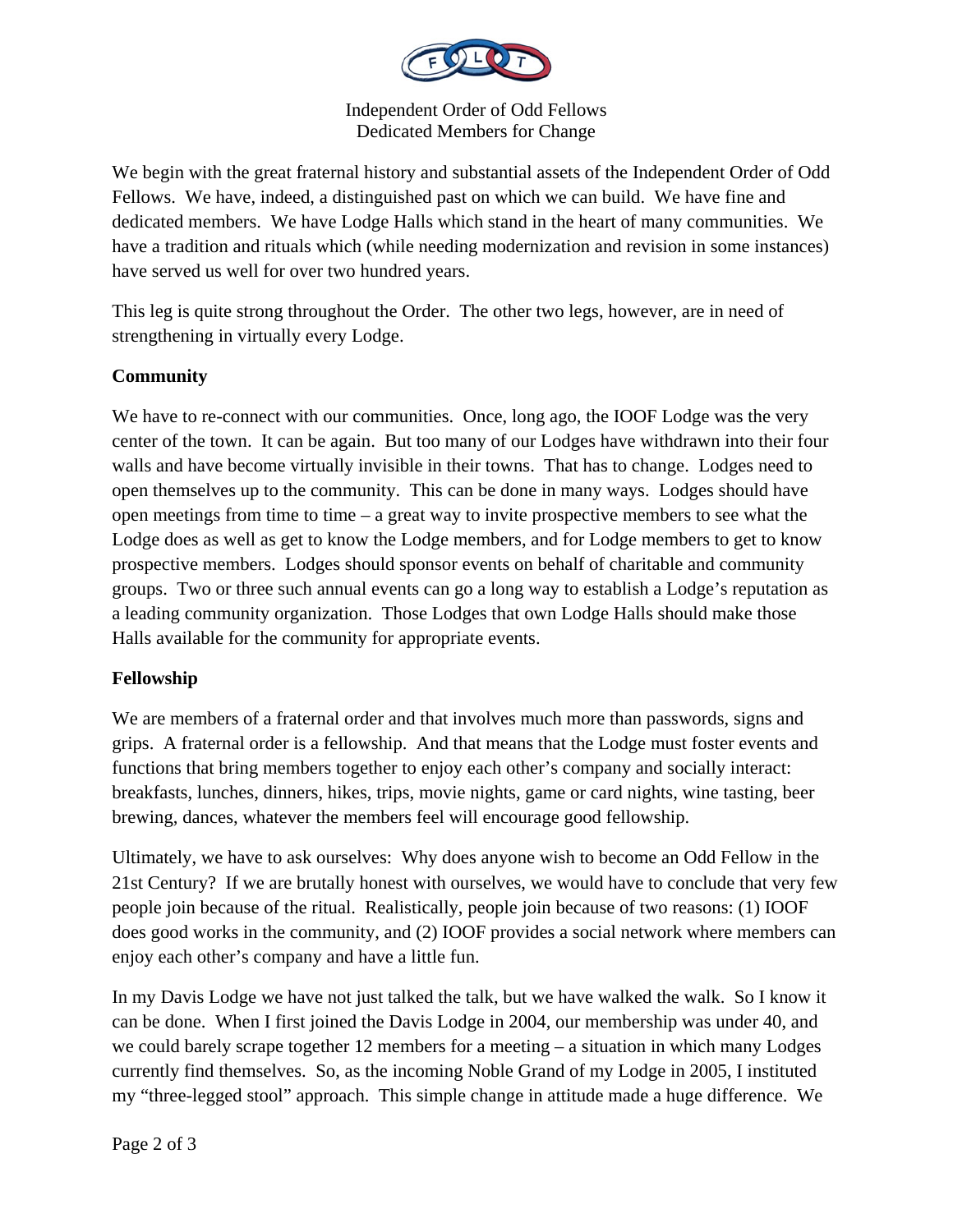We begin with the great fraternal history and substantial assets of the Independent Order of Odd Fellows. We have, indeed, a distinguished past on which we can build. We have fine and dedicated members. We have Lodge Halls which stand in the heart of many communities. We have a tradition and rituals which (while needing modernization and revision in some instances) have served us well for over two hundred years.

This leg is quite strong throughout the Order. The other two legs, however, are in need of strengthening in virtually every Lodge.

**Community**

We have to re-connect with our communities. Once, long ago, the IOOF Lodge was the very center of the town. It can be again. But too many of our Lodges have withdrawn into their four walls and have become virtually invisible in their towns. That has to change. Lodges need to open themselves up to the community. This can be done in many ways. Lodges should have open meetings from time to time – a great way to invite prospective members to see what the Lodge does as well as get to know the Lodge members, and for Lodge members to get to know prospective members. Lodges should sponsor events on behalf of charitable and community groups. Two or three such annual events can go a long way to establish a Lodge's reputation as a leading community organization. Those Lodges that own Lodge Halls should make those Halls available for the community for appropriate events.

**Fellowship**

We are members of a fraternal order and that involves much more than passwords, signs and grips. A fraternal order is a fellowship. And that means that the Lodge must foster events and functions that bring members together to enjoy each other's company and socially interact: breakfasts, lunches, dinners, hikes, trips, movie nights, game or card nights, wine tasting, beer brewing, dances, whatever the members feel will encourage good fellowship.

Ultimately, we have to ask ourselves: Why does anyone wish to become an Odd Fellow in the 21st Century? If we are brutally honest with ourselves, we would have to conclude that very few people join because of the ritual. Realistically, people join because of two reasons: (1) IOOF does good works in the community, and (2) IOOF provides a social network where members can enjoy each other's company and have a little fun.

In my Davis Lodge we have not just talked the talk, but we have walked the walk. So I know it can be done. When I first joined the Davis Lodge in 2004, our membership was under 40, and we could barely scrape together 12 members for a meeting – a situation in which many Lodges currently find themselves. So, as the incoming Noble Grand of my Lodge in 2005, I instituted my "three-legged stool" approach. This simple change in attitude made a huge difference. We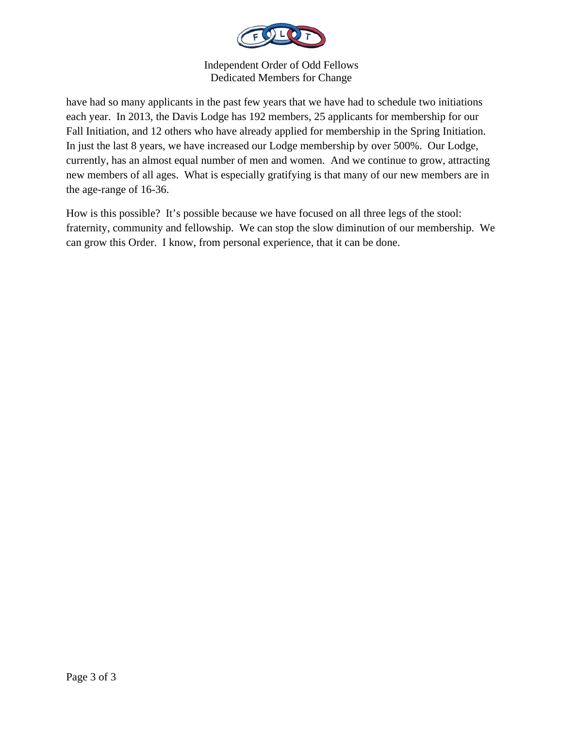have had so many applicants in the past few years that we have had to schedule two initiations each year. In 2013, the Davis Lodge has 192 members, 25 applicants for membership for our Fall Initiation, and 12 others who have already applied for membership in the Spring Initiation. In just the last 8 years, we have increased our Lodge membership by over 500%. Our Lodge, currently, has an almost equal number of men and women. And we continue to grow, attracting new members of all ages. What is especially gratifying is that many of our new members are in the age-range of 16-36.

How is this possible? It's possible because we have focused on all three legs of the stool: fraternity, community and fellowship. We can stop the slow diminution of our membership. We can grow this Order. I know, from personal experience, that it can be done.